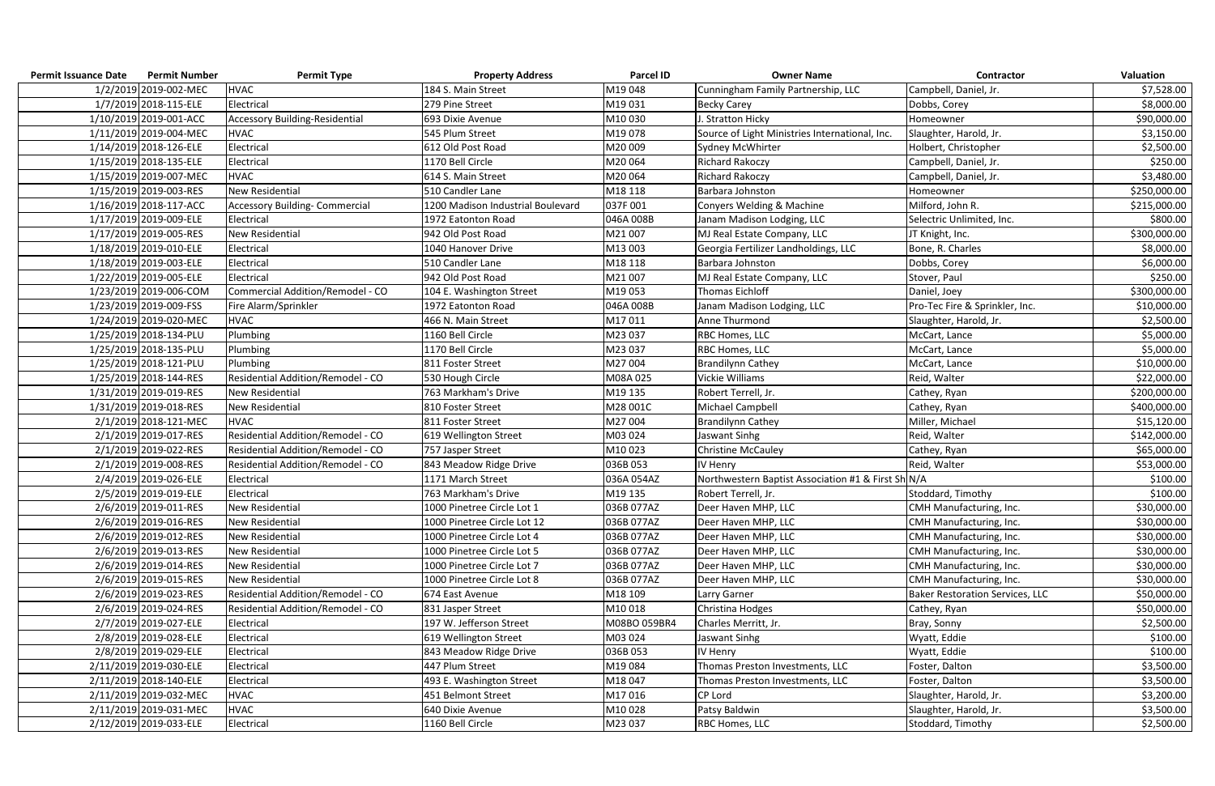| Permit Issuance Date | Permit Number | Permit Type | Property Address | Parcel ID | Owner Name | Contractor | Valuation |
|---|---|---|---|---|---|---|---|
| 1/2/2019 | 2019-002-MEC | HVAC | 184 S. Main Street | M19 048 | Cunningham Family Partnership, LLC | Campbell, Daniel, Jr. | $7,528.00 |
| 1/7/2019 | 2018-115-ELE | Electrical | 279 Pine Street | M19 031 | Becky Carey | Dobbs, Corey | $8,000.00 |
| 1/10/2019 | 2019-001-ACC | Accessory Building-Residential | 693 Dixie Avenue | M10 030 | J. Stratton Hicky | Homeowner | $90,000.00 |
| 1/11/2019 | 2019-004-MEC | HVAC | 545 Plum Street | M19 078 | Source of Light Ministries International, Inc. | Slaughter, Harold, Jr. | $3,150.00 |
| 1/14/2019 | 2018-126-ELE | Electrical | 612 Old Post Road | M20 009 | Sydney McWhirter | Holbert, Christopher | $2,500.00 |
| 1/15/2019 | 2018-135-ELE | Electrical | 1170 Bell Circle | M20 064 | Richard Rakoczy | Campbell, Daniel, Jr. | $250.00 |
| 1/15/2019 | 2019-007-MEC | HVAC | 614 S. Main Street | M20 064 | Richard Rakoczy | Campbell, Daniel, Jr. | $3,480.00 |
| 1/15/2019 | 2019-003-RES | New Residential | 510 Candler Lane | M18 118 | Barbara Johnston | Homeowner | $250,000.00 |
| 1/16/2019 | 2018-117-ACC | Accessory Building- Commercial | 1200 Madison Industrial Boulevard | 037F 001 | Conyers Welding & Machine | Milford, John R. | $215,000.00 |
| 1/17/2019 | 2019-009-ELE | Electrical | 1972 Eatonton Road | 046A 008B | Janam Madison Lodging, LLC | Selectric Unlimited, Inc. | $800.00 |
| 1/17/2019 | 2019-005-RES | New Residential | 942 Old Post Road | M21 007 | MJ Real Estate Company, LLC | JT Knight, Inc. | $300,000.00 |
| 1/18/2019 | 2019-010-ELE | Electrical | 1040 Hanover Drive | M13 003 | Georgia Fertilizer Landholdings, LLC | Bone, R. Charles | $8,000.00 |
| 1/18/2019 | 2019-003-ELE | Electrical | 510 Candler Lane | M18 118 | Barbara Johnston | Dobbs, Corey | $6,000.00 |
| 1/22/2019 | 2019-005-ELE | Electrical | 942 Old Post Road | M21 007 | MJ Real Estate Company, LLC | Stover, Paul | $250.00 |
| 1/23/2019 | 2019-006-COM | Commercial Addition/Remodel - CO | 104 E. Washington Street | M19 053 | Thomas Eichloff | Daniel, Joey | $300,000.00 |
| 1/23/2019 | 2019-009-FSS | Fire Alarm/Sprinkler | 1972 Eatonton Road | 046A 008B | Janam Madison Lodging, LLC | Pro-Tec Fire & Sprinkler, Inc. | $10,000.00 |
| 1/24/2019 | 2019-020-MEC | HVAC | 466 N. Main Street | M17 011 | Anne Thurmond | Slaughter, Harold, Jr. | $2,500.00 |
| 1/25/2019 | 2018-134-PLU | Plumbing | 1160 Bell Circle | M23 037 | RBC Homes, LLC | McCart, Lance | $5,000.00 |
| 1/25/2019 | 2018-135-PLU | Plumbing | 1170 Bell Circle | M23 037 | RBC Homes, LLC | McCart, Lance | $5,000.00 |
| 1/25/2019 | 2018-121-PLU | Plumbing | 811 Foster Street | M27 004 | Brandilynn Cathey | McCart, Lance | $10,000.00 |
| 1/25/2019 | 2018-144-RES | Residential Addition/Remodel - CO | 530 Hough Circle | M08A 025 | Vickie Williams | Reid, Walter | $22,000.00 |
| 1/31/2019 | 2019-019-RES | New Residential | 763 Markham's Drive | M19 135 | Robert Terrell, Jr. | Cathey, Ryan | $200,000.00 |
| 1/31/2019 | 2019-018-RES | New Residential | 810 Foster Street | M28 001C | Michael Campbell | Cathey, Ryan | $400,000.00 |
| 2/1/2019 | 2018-121-MEC | HVAC | 811 Foster Street | M27 004 | Brandilynn Cathey | Miller, Michael | $15,120.00 |
| 2/1/2019 | 2019-017-RES | Residential Addition/Remodel - CO | 619 Wellington Street | M03 024 | Jaswant Sinhg | Reid, Walter | $142,000.00 |
| 2/1/2019 | 2019-022-RES | Residential Addition/Remodel - CO | 757 Jasper Street | M10 023 | Christine McCauley | Cathey, Ryan | $65,000.00 |
| 2/1/2019 | 2019-008-RES | Residential Addition/Remodel - CO | 843 Meadow Ridge Drive | 036B 053 | IV Henry | Reid, Walter | $53,000.00 |
| 2/4/2019 | 2019-026-ELE | Electrical | 1171 March Street | 036A 054AZ | Northwestern Baptist Association #1 & First Sh | N/A | $100.00 |
| 2/5/2019 | 2019-019-ELE | Electrical | 763 Markham's Drive | M19 135 | Robert Terrell, Jr. | Stoddard, Timothy | $100.00 |
| 2/6/2019 | 2019-011-RES | New Residential | 1000 Pinetree Circle Lot 1 | 036B 077AZ | Deer Haven MHP, LLC | CMH Manufacturing, Inc. | $30,000.00 |
| 2/6/2019 | 2019-016-RES | New Residential | 1000 Pinetree Circle Lot 12 | 036B 077AZ | Deer Haven MHP, LLC | CMH Manufacturing, Inc. | $30,000.00 |
| 2/6/2019 | 2019-012-RES | New Residential | 1000 Pinetree Circle Lot 4 | 036B 077AZ | Deer Haven MHP, LLC | CMH Manufacturing, Inc. | $30,000.00 |
| 2/6/2019 | 2019-013-RES | New Residential | 1000 Pinetree Circle Lot 5 | 036B 077AZ | Deer Haven MHP, LLC | CMH Manufacturing, Inc. | $30,000.00 |
| 2/6/2019 | 2019-014-RES | New Residential | 1000 Pinetree Circle Lot 7 | 036B 077AZ | Deer Haven MHP, LLC | CMH Manufacturing, Inc. | $30,000.00 |
| 2/6/2019 | 2019-015-RES | New Residential | 1000 Pinetree Circle Lot 8 | 036B 077AZ | Deer Haven MHP, LLC | CMH Manufacturing, Inc. | $30,000.00 |
| 2/6/2019 | 2019-023-RES | Residential Addition/Remodel - CO | 674 East Avenue | M18 109 | Larry Garner | Baker Restoration Services, LLC | $50,000.00 |
| 2/6/2019 | 2019-024-RES | Residential Addition/Remodel - CO | 831 Jasper Street | M10 018 | Christina Hodges | Cathey, Ryan | $50,000.00 |
| 2/7/2019 | 2019-027-ELE | Electrical | 197 W. Jefferson Street | M08BO 059BR4 | Charles Merritt, Jr. | Bray, Sonny | $2,500.00 |
| 2/8/2019 | 2019-028-ELE | Electrical | 619 Wellington Street | M03 024 | Jaswant Sinhg | Wyatt, Eddie | $100.00 |
| 2/8/2019 | 2019-029-ELE | Electrical | 843 Meadow Ridge Drive | 036B 053 | IV Henry | Wyatt, Eddie | $100.00 |
| 2/11/2019 | 2019-030-ELE | Electrical | 447 Plum Street | M19 084 | Thomas Preston Investments, LLC | Foster, Dalton | $3,500.00 |
| 2/11/2019 | 2018-140-ELE | Electrical | 493 E. Washington Street | M18 047 | Thomas Preston Investments, LLC | Foster, Dalton | $3,500.00 |
| 2/11/2019 | 2019-032-MEC | HVAC | 451 Belmont Street | M17 016 | CP Lord | Slaughter, Harold, Jr. | $3,200.00 |
| 2/11/2019 | 2019-031-MEC | HVAC | 640 Dixie Avenue | M10 028 | Patsy Baldwin | Slaughter, Harold, Jr. | $3,500.00 |
| 2/12/2019 | 2019-033-ELE | Electrical | 1160 Bell Circle | M23 037 | RBC Homes, LLC | Stoddard, Timothy | $2,500.00 |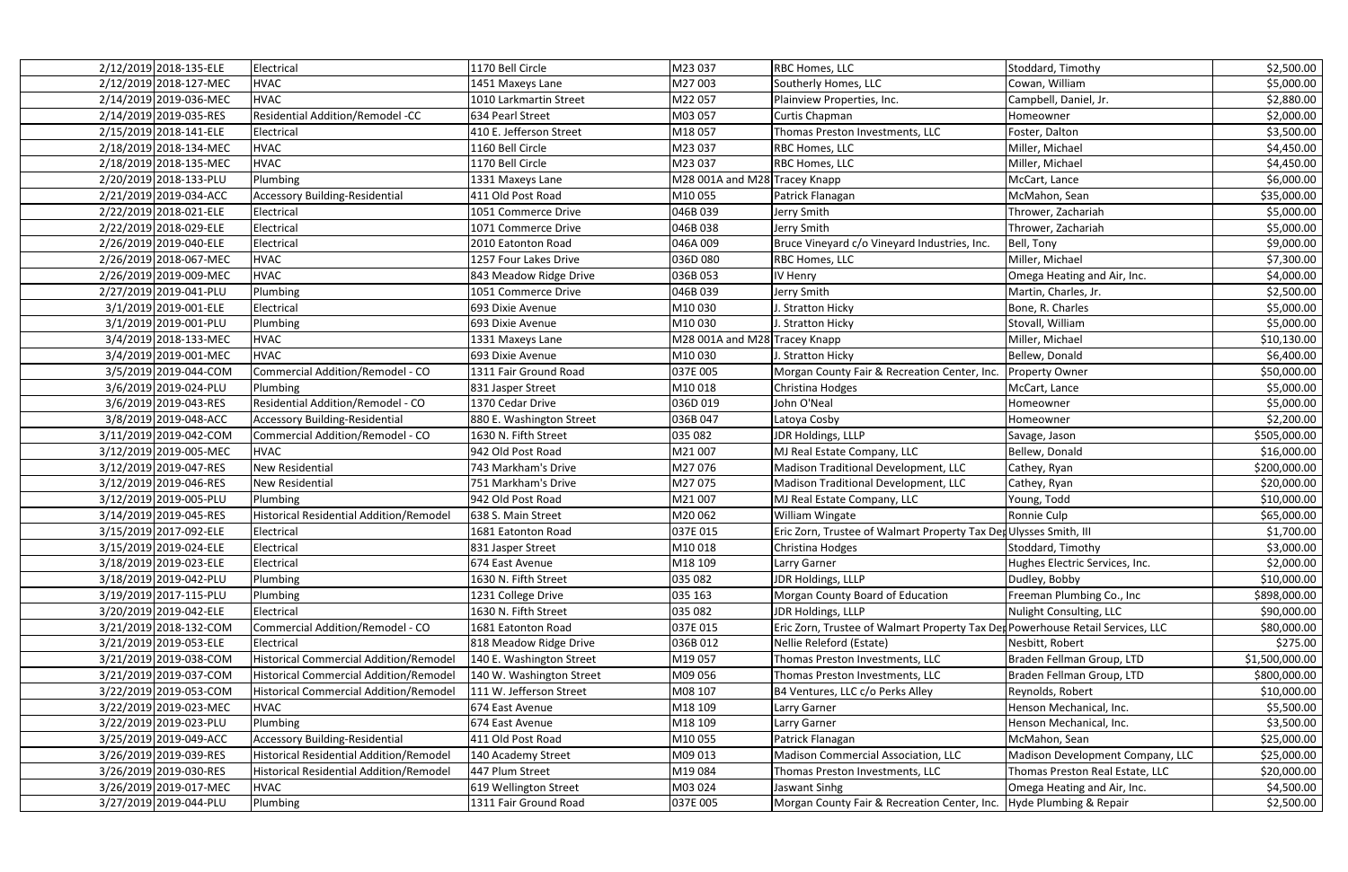| | | | | | | | |
|---|---|---|---|---|---|---|---|
| 2/12/2019 | 2018-135-ELE | Electrical | 1170 Bell Circle | M23 037 | RBC Homes, LLC | Stoddard, Timothy | $2,500.00 |
| 2/12/2019 | 2018-127-MEC | HVAC | 1451 Maxeys Lane | M27 003 | Southerly Homes, LLC | Cowan, William | $5,000.00 |
| 2/14/2019 | 2019-036-MEC | HVAC | 1010 Larkmartin Street | M22 057 | Plainview Properties, Inc. | Campbell, Daniel, Jr. | $2,880.00 |
| 2/14/2019 | 2019-035-RES | Residential Addition/Remodel -CC | 634 Pearl Street | M03 057 | Curtis Chapman | Homeowner | $2,000.00 |
| 2/15/2019 | 2018-141-ELE | Electrical | 410 E. Jefferson Street | M18 057 | Thomas Preston Investments, LLC | Foster, Dalton | $3,500.00 |
| 2/18/2019 | 2018-134-MEC | HVAC | 1160 Bell Circle | M23 037 | RBC Homes, LLC | Miller, Michael | $4,450.00 |
| 2/18/2019 | 2018-135-MEC | HVAC | 1170 Bell Circle | M23 037 | RBC Homes, LLC | Miller, Michael | $4,450.00 |
| 2/20/2019 | 2018-133-PLU | Plumbing | 1331 Maxeys Lane | M28 001A and M28 | Tracey Knapp | McCart, Lance | $6,000.00 |
| 2/21/2019 | 2019-034-ACC | Accessory Building-Residential | 411 Old Post Road | M10 055 | Patrick Flanagan | McMahon, Sean | $35,000.00 |
| 2/22/2019 | 2018-021-ELE | Electrical | 1051 Commerce Drive | 046B 039 | Jerry Smith | Thrower, Zachariah | $5,000.00 |
| 2/22/2019 | 2018-029-ELE | Electrical | 1071 Commerce Drive | 046B 038 | Jerry Smith | Thrower, Zachariah | $5,000.00 |
| 2/26/2019 | 2019-040-ELE | Electrical | 2010 Eatonton Road | 046A 009 | Bruce Vineyard c/o Vineyard Industries, Inc. | Bell, Tony | $9,000.00 |
| 2/26/2019 | 2018-067-MEC | HVAC | 1257 Four Lakes Drive | 036D 080 | RBC Homes, LLC | Miller, Michael | $7,300.00 |
| 2/26/2019 | 2019-009-MEC | HVAC | 843 Meadow Ridge Drive | 036B 053 | IV Henry | Omega Heating and Air, Inc. | $4,000.00 |
| 2/27/2019 | 2019-041-PLU | Plumbing | 1051 Commerce Drive | 046B 039 | Jerry Smith | Martin, Charles, Jr. | $2,500.00 |
| 3/1/2019 | 2019-001-ELE | Electrical | 693 Dixie Avenue | M10 030 | J. Stratton Hicky | Bone, R. Charles | $5,000.00 |
| 3/1/2019 | 2019-001-PLU | Plumbing | 693 Dixie Avenue | M10 030 | J. Stratton Hicky | Stovall, William | $5,000.00 |
| 3/4/2019 | 2018-133-MEC | HVAC | 1331 Maxeys Lane | M28 001A and M28 | Tracey Knapp | Miller, Michael | $10,130.00 |
| 3/4/2019 | 2019-001-MEC | HVAC | 693 Dixie Avenue | M10 030 | J. Stratton Hicky | Bellew, Donald | $6,400.00 |
| 3/5/2019 | 2019-044-COM | Commercial Addition/Remodel - CO | 1311 Fair Ground Road | 037E 005 | Morgan County Fair & Recreation Center, Inc. | Property Owner | $50,000.00 |
| 3/6/2019 | 2019-024-PLU | Plumbing | 831 Jasper Street | M10 018 | Christina Hodges | McCart, Lance | $5,000.00 |
| 3/6/2019 | 2019-043-RES | Residential Addition/Remodel - CO | 1370 Cedar Drive | 036D 019 | John O'Neal | Homeowner | $5,000.00 |
| 3/8/2019 | 2019-048-ACC | Accessory Building-Residential | 880 E. Washington Street | 036B 047 | Latoya Cosby | Homeowner | $2,200.00 |
| 3/11/2019 | 2019-042-COM | Commercial Addition/Remodel - CO | 1630 N. Fifth Street | 035 082 | JDR Holdings, LLLP | Savage, Jason | $505,000.00 |
| 3/12/2019 | 2019-005-MEC | HVAC | 942 Old Post Road | M21 007 | MJ Real Estate Company, LLC | Bellew, Donald | $16,000.00 |
| 3/12/2019 | 2019-047-RES | New Residential | 743 Markham's Drive | M27 076 | Madison Traditional Development, LLC | Cathey, Ryan | $200,000.00 |
| 3/12/2019 | 2019-046-RES | New Residential | 751 Markham's Drive | M27 075 | Madison Traditional Development, LLC | Cathey, Ryan | $20,000.00 |
| 3/12/2019 | 2019-005-PLU | Plumbing | 942 Old Post Road | M21 007 | MJ Real Estate Company, LLC | Young, Todd | $10,000.00 |
| 3/14/2019 | 2019-045-RES | Historical Residential Addition/Remodel | 638 S. Main Street | M20 062 | William Wingate | Ronnie Culp | $65,000.00 |
| 3/15/2019 | 2017-092-ELE | Electrical | 1681 Eatonton Road | 037E 015 | Eric Zorn, Trustee of Walmart Property Tax Dep | Ulysses Smith, III | $1,700.00 |
| 3/15/2019 | 2019-024-ELE | Electrical | 831 Jasper Street | M10 018 | Christina Hodges | Stoddard, Timothy | $3,000.00 |
| 3/18/2019 | 2019-023-ELE | Electrical | 674 East Avenue | M18 109 | Larry Garner | Hughes Electric Services, Inc. | $2,000.00 |
| 3/18/2019 | 2019-042-PLU | Plumbing | 1630 N. Fifth Street | 035 082 | JDR Holdings, LLLP | Dudley, Bobby | $10,000.00 |
| 3/19/2019 | 2017-115-PLU | Plumbing | 1231 College Drive | 035 163 | Morgan County Board of Education | Freeman Plumbing Co., Inc | $898,000.00 |
| 3/20/2019 | 2019-042-ELE | Electrical | 1630 N. Fifth Street | 035 082 | JDR Holdings, LLLP | Nulight Consulting, LLC | $90,000.00 |
| 3/21/2019 | 2018-132-COM | Commercial Addition/Remodel - CO | 1681 Eatonton Road | 037E 015 | Eric Zorn, Trustee of Walmart Property Tax Dep | Powerhouse Retail Services, LLC | $80,000.00 |
| 3/21/2019 | 2019-053-ELE | Electrical | 818 Meadow Ridge Drive | 036B 012 | Nellie Releford (Estate) | Nesbitt, Robert | $275.00 |
| 3/21/2019 | 2019-038-COM | Historical Commercial Addition/Remodel | 140 E. Washington Street | M19 057 | Thomas Preston Investments, LLC | Braden Fellman Group, LTD | $1,500,000.00 |
| 3/21/2019 | 2019-037-COM | Historical Commercial Addition/Remodel | 140 W. Washington Street | M09 056 | Thomas Preston Investments, LLC | Braden Fellman Group, LTD | $800,000.00 |
| 3/22/2019 | 2019-053-COM | Historical Commercial Addition/Remodel | 111 W. Jefferson Street | M08 107 | B4 Ventures, LLC c/o Perks Alley | Reynolds, Robert | $10,000.00 |
| 3/22/2019 | 2019-023-MEC | HVAC | 674 East Avenue | M18 109 | Larry Garner | Henson Mechanical, Inc. | $5,500.00 |
| 3/22/2019 | 2019-023-PLU | Plumbing | 674 East Avenue | M18 109 | Larry Garner | Henson Mechanical, Inc. | $3,500.00 |
| 3/25/2019 | 2019-049-ACC | Accessory Building-Residential | 411 Old Post Road | M10 055 | Patrick Flanagan | McMahon, Sean | $25,000.00 |
| 3/26/2019 | 2019-039-RES | Historical Residential Addition/Remodel | 140 Academy Street | M09 013 | Madison Commercial Association, LLC | Madison Development Company, LLC | $25,000.00 |
| 3/26/2019 | 2019-030-RES | Historical Residential Addition/Remodel | 447 Plum Street | M19 084 | Thomas Preston Investments, LLC | Thomas Preston Real Estate, LLC | $20,000.00 |
| 3/26/2019 | 2019-017-MEC | HVAC | 619 Wellington Street | M03 024 | Jaswant Sinhg | Omega Heating and Air, Inc. | $4,500.00 |
| 3/27/2019 | 2019-044-PLU | Plumbing | 1311 Fair Ground Road | 037E 005 | Morgan County Fair & Recreation Center, Inc. | Hyde Plumbing & Repair | $2,500.00 |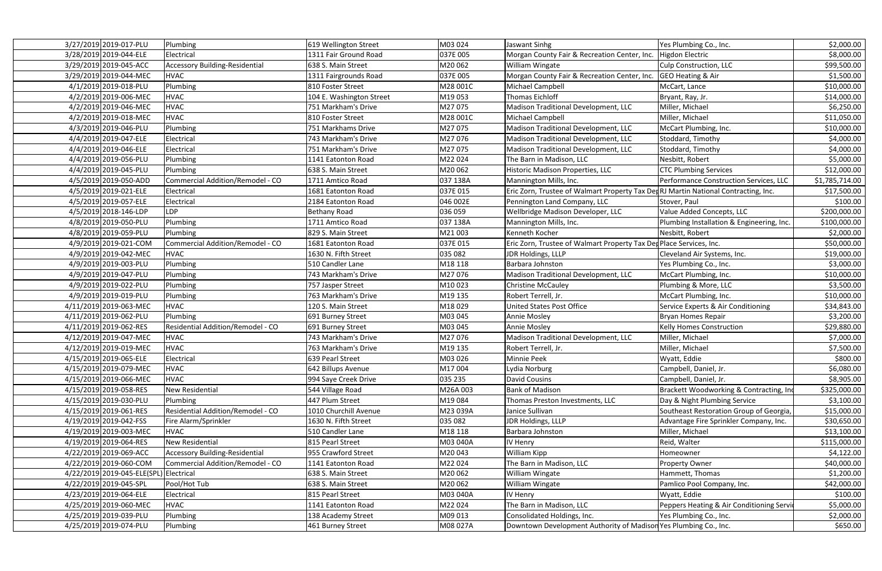| | | | | | | | |
|---|---|---|---|---|---|---|---|
| 3/27/2019 | 2019-017-PLU | Plumbing | 619 Wellington Street | M03 024 | Jaswant Sinhg | Yes Plumbing Co., Inc. | $2,000.00 |
| 3/28/2019 | 2019-044-ELE | Electrical | 1311 Fair Ground Road | 037E 005 | Morgan County Fair & Recreation Center, Inc. | Higdon Electric | $8,000.00 |
| 3/29/2019 | 2019-045-ACC | Accessory Building-Residential | 638 S. Main Street | M20 062 | William Wingate | Culp Construction, LLC | $99,500.00 |
| 3/29/2019 | 2019-044-MEC | HVAC | 1311 Fairgrounds Road | 037E 005 | Morgan County Fair & Recreation Center, Inc. | GEO Heating & Air | $1,500.00 |
| 4/1/2019 | 2019-018-PLU | Plumbing | 810 Foster Street | M28 001C | Michael Campbell | McCart, Lance | $10,000.00 |
| 4/2/2019 | 2019-006-MEC | HVAC | 104 E. Washington Street | M19 053 | Thomas Eichloff | Bryant, Ray, Jr. | $14,000.00 |
| 4/2/2019 | 2019-046-MEC | HVAC | 751 Markham's Drive | M27 075 | Madison Traditional Development, LLC | Miller, Michael | $6,250.00 |
| 4/2/2019 | 2019-018-MEC | HVAC | 810 Foster Street | M28 001C | Michael Campbell | Miller, Michael | $11,050.00 |
| 4/3/2019 | 2019-046-PLU | Plumbing | 751 Markhams Drive | M27 075 | Madison Traditional Development, LLC | McCart Plumbing, Inc. | $10,000.00 |
| 4/4/2019 | 2019-047-ELE | Electrical | 743 Markham's Drive | M27 076 | Madison Traditional Development, LLC | Stoddard, Timothy | $4,000.00 |
| 4/4/2019 | 2019-046-ELE | Electrical | 751 Markham's Drive | M27 075 | Madison Traditional Development, LLC | Stoddard, Timothy | $4,000.00 |
| 4/4/2019 | 2019-056-PLU | Plumbing | 1141 Eatonton Road | M22 024 | The Barn in Madison, LLC | Nesbitt, Robert | $5,000.00 |
| 4/4/2019 | 2019-045-PLU | Plumbing | 638 S. Main Street | M20 062 | Historic Madison Properties, LLC | CTC Plumbing Services | $12,000.00 |
| 4/5/2019 | 2019-050-ADD | Commercial Addition/Remodel - CO | 1711 Amtico Road | 037 138A | Mannington Mills, Inc. | Performance Construction Services, LLC | $1,785,714.00 |
| 4/5/2019 | 2019-021-ELE | Electrical | 1681 Eatonton Road | 037E 015 | Eric Zorn, Trustee of Walmart Property Tax Dep | RJ Martin National Contracting, Inc. | $17,500.00 |
| 4/5/2019 | 2019-057-ELE | Electrical | 2184 Eatonton Road | 046 002E | Pennington Land Company, LLC | Stover, Paul | $100.00 |
| 4/5/2019 | 2018-146-LDP | LDP | Bethany Road | 036 059 | Wellbridge Madison Developer, LLC | Value Added Concepts, LLC | $200,000.00 |
| 4/8/2019 | 2019-050-PLU | Plumbing | 1711 Amtico Road | 037 138A | Mannington Mills, Inc. | Plumbing Installation & Engineering, Inc. | $100,000.00 |
| 4/8/2019 | 2019-059-PLU | Plumbing | 829 S. Main Street | M21 003 | Kenneth Kocher | Nesbitt, Robert | $2,000.00 |
| 4/9/2019 | 2019-021-COM | Commercial Addition/Remodel - CO | 1681 Eatonton Road | 037E 015 | Eric Zorn, Trustee of Walmart Property Tax Dep | Place Services, Inc. | $50,000.00 |
| 4/9/2019 | 2019-042-MEC | HVAC | 1630 N. Fifth Street | 035 082 | JDR Holdings, LLLP | Cleveland Air Systems, Inc. | $19,000.00 |
| 4/9/2019 | 2019-003-PLU | Plumbing | 510 Candler Lane | M18 118 | Barbara Johnston | Yes Plumbing Co., Inc. | $3,000.00 |
| 4/9/2019 | 2019-047-PLU | Plumbing | 743 Markham's Drive | M27 076 | Madison Traditional Development, LLC | McCart Plumbing, Inc. | $10,000.00 |
| 4/9/2019 | 2019-022-PLU | Plumbing | 757 Jasper Street | M10 023 | Christine McCauley | Plumbing & More, LLC | $3,500.00 |
| 4/9/2019 | 2019-019-PLU | Plumbing | 763 Markham's Drive | M19 135 | Robert Terrell, Jr. | McCart Plumbing, Inc. | $10,000.00 |
| 4/11/2019 | 2019-063-MEC | HVAC | 120 S. Main Street | M18 029 | United States Post Office | Service Experts & Air Conditioning | $34,843.00 |
| 4/11/2019 | 2019-062-PLU | Plumbing | 691 Burney Street | M03 045 | Annie Mosley | Bryan Homes Repair | $3,200.00 |
| 4/11/2019 | 2019-062-RES | Residential Addition/Remodel - CO | 691 Burney Street | M03 045 | Annie Mosley | Kelly Homes Construction | $29,880.00 |
| 4/12/2019 | 2019-047-MEC | HVAC | 743 Markham's Drive | M27 076 | Madison Traditional Development, LLC | Miller, Michael | $7,000.00 |
| 4/12/2019 | 2019-019-MEC | HVAC | 763 Markham's Drive | M19 135 | Robert Terrell, Jr. | Miller, Michael | $7,500.00 |
| 4/15/2019 | 2019-065-ELE | Electrical | 639 Pearl Street | M03 026 | Minnie Peek | Wyatt, Eddie | $800.00 |
| 4/15/2019 | 2019-079-MEC | HVAC | 642 Billups Avenue | M17 004 | Lydia Norburg | Campbell, Daniel, Jr. | $6,080.00 |
| 4/15/2019 | 2019-066-MEC | HVAC | 994 Saye Creek Drive | 035 235 | David Cousins | Campbell, Daniel, Jr. | $8,905.00 |
| 4/15/2019 | 2019-058-RES | New Residential | 544 Village Road | M26A 003 | Bank of Madison | Brackett Woodworking & Contracting, Inc | $325,000.00 |
| 4/15/2019 | 2019-030-PLU | Plumbing | 447 Plum Street | M19 084 | Thomas Preston Investments, LLC | Day & Night Plumbing Service | $3,100.00 |
| 4/15/2019 | 2019-061-RES | Residential Addition/Remodel - CO | 1010 Churchill Avenue | M23 039A | Janice Sullivan | Southeast Restoration Group of Georgia, | $15,000.00 |
| 4/19/2019 | 2019-042-FSS | Fire Alarm/Sprinkler | 1630 N. Fifth Street | 035 082 | JDR Holdings, LLLP | Advantage Fire Sprinkler Company, Inc. | $30,650.00 |
| 4/19/2019 | 2019-003-MEC | HVAC | 510 Candler Lane | M18 118 | Barbara Johnston | Miller, Michael | $13,100.00 |
| 4/19/2019 | 2019-064-RES | New Residential | 815 Pearl Street | M03 040A | IV Henry | Reid, Walter | $115,000.00 |
| 4/22/2019 | 2019-069-ACC | Accessory Building-Residential | 955 Crawford Street | M20 043 | William Kipp | Homeowner | $4,122.00 |
| 4/22/2019 | 2019-060-COM | Commercial Addition/Remodel - CO | 1141 Eatonton Road | M22 024 | The Barn in Madison, LLC | Property Owner | $40,000.00 |
| 4/22/2019 | 2019-045-ELE(SPL) | Electrical | 638 S. Main Street | M20 062 | William Wingate | Hammett, Thomas | $1,200.00 |
| 4/22/2019 | 2019-045-SPL | Pool/Hot Tub | 638 S. Main Street | M20 062 | William Wingate | Pamlico Pool Company, Inc. | $42,000.00 |
| 4/23/2019 | 2019-064-ELE | Electrical | 815 Pearl Street | M03 040A | IV Henry | Wyatt, Eddie | $100.00 |
| 4/25/2019 | 2019-060-MEC | HVAC | 1141 Eatonton Road | M22 024 | The Barn in Madison, LLC | Peppers Heating & Air Conditioning Servi | $5,000.00 |
| 4/25/2019 | 2019-039-PLU | Plumbing | 138 Academy Street | M09 013 | Consolidated Holdings, Inc. | Yes Plumbing Co., Inc. | $2,000.00 |
| 4/25/2019 | 2019-074-PLU | Plumbing | 461 Burney Street | M08 027A | Downtown Development Authority of Madison | Yes Plumbing Co., Inc. | $650.00 |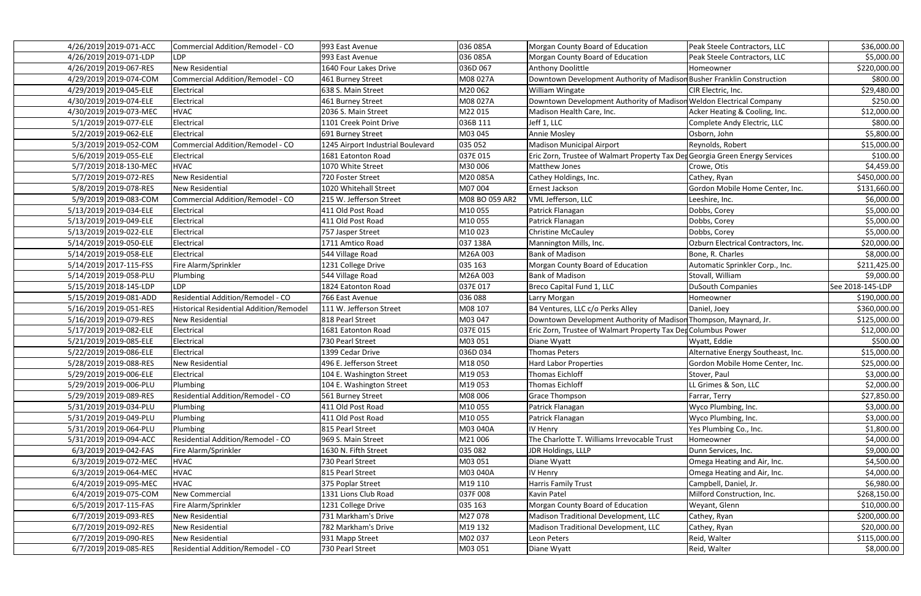| | | | | | | | |
|---|---|---|---|---|---|---|---|
| 4/26/2019 | 2019-071-ACC | Commercial Addition/Remodel - CO | 993 East Avenue | 036 085A | Morgan County Board of Education | Peak Steele Contractors, LLC | $36,000.00 |
| 4/26/2019 | 2019-071-LDP | LDP | 993 East Avenue | 036 085A | Morgan County Board of Education | Peak Steele Contractors, LLC | $5,000.00 |
| 4/26/2019 | 2019-067-RES | New Residential | 1640 Four Lakes Drive | 036D 067 | Anthony Doolittle | Homeowner | $220,000.00 |
| 4/29/2019 | 2019-074-COM | Commercial Addition/Remodel - CO | 461 Burney Street | M08 027A | Downtown Development Authority of Madison | Busher Franklin Construction | $800.00 |
| 4/29/2019 | 2019-045-ELE | Electrical | 638 S. Main Street | M20 062 | William Wingate | CIR Electric, Inc. | $29,480.00 |
| 4/30/2019 | 2019-074-ELE | Electrical | 461 Burney Street | M08 027A | Downtown Development Authority of Madison | Weldon Electrical Company | $250.00 |
| 4/30/2019 | 2019-073-MEC | HVAC | 2036 S. Main Street | M22 015 | Madison Health Care, Inc. | Acker Heating & Cooling, Inc. | $12,000.00 |
| 5/1/2019 | 2019-077-ELE | Electrical | 1101 Creek Point Drive | 036B 111 | Jeff 1, LLC | Complete Andy Electric, LLC | $800.00 |
| 5/2/2019 | 2019-062-ELE | Electrical | 691 Burney Street | M03 045 | Annie Mosley | Osborn, John | $5,800.00 |
| 5/3/2019 | 2019-052-COM | Commercial Addition/Remodel - CO | 1245 Airport Industrial Boulevard | 035 052 | Madison Municipal Airport | Reynolds, Robert | $15,000.00 |
| 5/6/2019 | 2019-055-ELE | Electrical | 1681 Eatonton Road | 037E 015 | Eric Zorn, Trustee of Walmart Property Tax Dep | Georgia Green Energy Services | $100.00 |
| 5/7/2019 | 2018-130-MEC | HVAC | 1070 White Street | M30 006 | Matthew Jones | Crowe, Otis | $4,459.00 |
| 5/7/2019 | 2019-072-RES | New Residential | 720 Foster Street | M20 085A | Cathey Holdings, Inc. | Cathey, Ryan | $450,000.00 |
| 5/8/2019 | 2019-078-RES | New Residential | 1020 Whitehall Street | M07 004 | Ernest Jackson | Gordon Mobile Home Center, Inc. | $131,660.00 |
| 5/9/2019 | 2019-083-COM | Commercial Addition/Remodel - CO | 215 W. Jefferson Street | M08 BO 059 AR2 | VML Jefferson, LLC | Leeshire, Inc. | $6,000.00 |
| 5/13/2019 | 2019-034-ELE | Electrical | 411 Old Post Road | M10 055 | Patrick Flanagan | Dobbs, Corey | $5,000.00 |
| 5/13/2019 | 2019-049-ELE | Electrical | 411 Old Post Road | M10 055 | Patrick Flanagan | Dobbs, Corey | $5,000.00 |
| 5/13/2019 | 2019-022-ELE | Electrical | 757 Jasper Street | M10 023 | Christine McCauley | Dobbs, Corey | $5,000.00 |
| 5/14/2019 | 2019-050-ELE | Electrical | 1711 Amtico Road | 037 138A | Mannington Mills, Inc. | Ozburn Electrical Contractors, Inc. | $20,000.00 |
| 5/14/2019 | 2019-058-ELE | Electrical | 544 Village Road | M26A 003 | Bank of Madison | Bone, R. Charles | $8,000.00 |
| 5/14/2019 | 2017-115-FSS | Fire Alarm/Sprinkler | 1231 College Drive | 035 163 | Morgan County Board of Education | Automatic Sprinkler Corp., Inc. | $211,425.00 |
| 5/14/2019 | 2019-058-PLU | Plumbing | 544 Village Road | M26A 003 | Bank of Madison | Stovall, William | $9,000.00 |
| 5/15/2019 | 2018-145-LDP | LDP | 1824 Eatonton Road | 037E 017 | Breco Capital Fund 1, LLC | DuSouth Companies | See 2018-145-LDP |
| 5/15/2019 | 2019-081-ADD | Residential Addition/Remodel - CO | 766 East Avenue | 036 088 | Larry Morgan | Homeowner | $190,000.00 |
| 5/16/2019 | 2019-051-RES | Historical Residential Addition/Remodel | 111 W. Jefferson Street | M08 107 | B4 Ventures, LLC c/o Perks Alley | Daniel, Joey | $360,000.00 |
| 5/16/2019 | 2019-079-RES | New Residential | 818 Pearl Street | M03 047 | Downtown Development Authority of Madison | Thompson, Maynard, Jr. | $125,000.00 |
| 5/17/2019 | 2019-082-ELE | Electrical | 1681 Eatonton Road | 037E 015 | Eric Zorn, Trustee of Walmart Property Tax Dep | Columbus Power | $12,000.00 |
| 5/21/2019 | 2019-085-ELE | Electrical | 730 Pearl Street | M03 051 | Diane Wyatt | Wyatt, Eddie | $500.00 |
| 5/22/2019 | 2019-086-ELE | Electrical | 1399 Cedar Drive | 036D 034 | Thomas Peters | Alternative Energy Southeast, Inc. | $15,000.00 |
| 5/28/2019 | 2019-088-RES | New Residential | 496 E. Jefferson Street | M18 050 | Hard Labor Properties | Gordon Mobile Home Center, Inc. | $25,000.00 |
| 5/29/2019 | 2019-006-ELE | Electrical | 104 E. Washington Street | M19 053 | Thomas Eichloff | Stover, Paul | $3,000.00 |
| 5/29/2019 | 2019-006-PLU | Plumbing | 104 E. Washington Street | M19 053 | Thomas Eichloff | LL Grimes & Son, LLC | $2,000.00 |
| 5/29/2019 | 2019-089-RES | Residential Addition/Remodel - CO | 561 Burney Street | M08 006 | Grace Thompson | Farrar, Terry | $27,850.00 |
| 5/31/2019 | 2019-034-PLU | Plumbing | 411 Old Post Road | M10 055 | Patrick Flanagan | Wyco Plumbing, Inc. | $3,000.00 |
| 5/31/2019 | 2019-049-PLU | Plumbing | 411 Old Post Road | M10 055 | Patrick Flanagan | Wyco Plumbing, Inc. | $3,000.00 |
| 5/31/2019 | 2019-064-PLU | Plumbing | 815 Pearl Street | M03 040A | IV Henry | Yes Plumbing Co., Inc. | $1,800.00 |
| 5/31/2019 | 2019-094-ACC | Residential Addition/Remodel - CO | 969 S. Main Street | M21 006 | The Charlotte T. Williams Irrevocable Trust | Homeowner | $4,000.00 |
| 6/3/2019 | 2019-042-FAS | Fire Alarm/Sprinkler | 1630 N. Fifth Street | 035 082 | JDR Holdings, LLLP | Dunn Services, Inc. | $9,000.00 |
| 6/3/2019 | 2019-072-MEC | HVAC | 730 Pearl Street | M03 051 | Diane Wyatt | Omega Heating and Air, Inc. | $4,500.00 |
| 6/3/2019 | 2019-064-MEC | HVAC | 815 Pearl Street | M03 040A | IV Henry | Omega Heating and Air, Inc. | $4,000.00 |
| 6/4/2019 | 2019-095-MEC | HVAC | 375 Poplar Street | M19 110 | Harris Family Trust | Campbell, Daniel, Jr. | $6,980.00 |
| 6/4/2019 | 2019-075-COM | New Commercial | 1331 Lions Club Road | 037F 008 | Kavin Patel | Milford Construction, Inc. | $268,150.00 |
| 6/5/2019 | 2017-115-FAS | Fire Alarm/Sprinkler | 1231 College Drive | 035 163 | Morgan County Board of Education | Weyant, Glenn | $10,000.00 |
| 6/7/2019 | 2019-093-RES | New Residential | 731 Markham's Drive | M27 078 | Madison Traditional Development, LLC | Cathey, Ryan | $200,000.00 |
| 6/7/2019 | 2019-092-RES | New Residential | 782 Markham's Drive | M19 132 | Madison Traditional Development, LLC | Cathey, Ryan | $20,000.00 |
| 6/7/2019 | 2019-090-RES | New Residential | 931 Mapp Street | M02 037 | Leon Peters | Reid, Walter | $115,000.00 |
| 6/7/2019 | 2019-085-RES | Residential Addition/Remodel - CO | 730 Pearl Street | M03 051 | Diane Wyatt | Reid, Walter | $8,000.00 |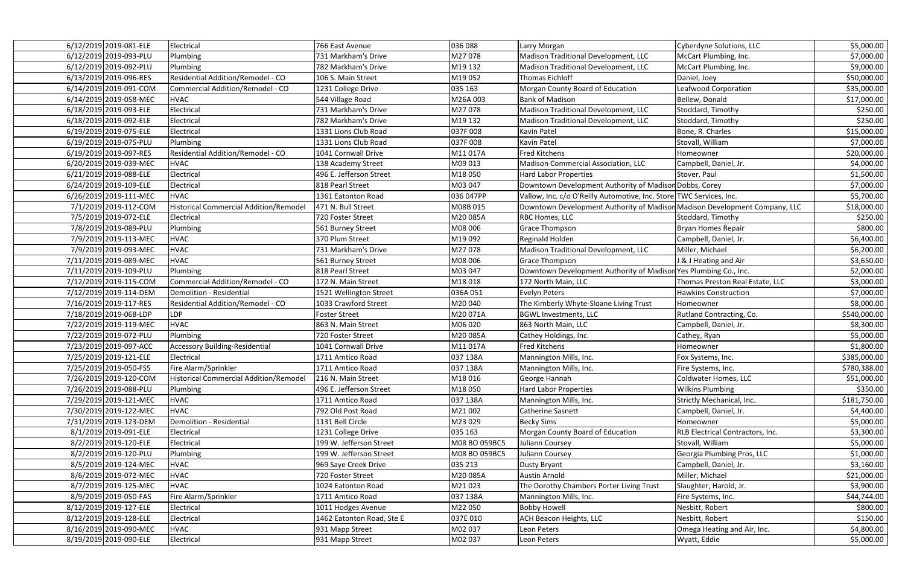| | | | | | | | |
|---|---|---|---|---|---|---|---|
| 6/12/2019 | 2019-081-ELE | Electrical | 766 East Avenue | 036 088 | Larry Morgan | Cyberdyne Solutions, LLC | $5,000.00 |
| 6/12/2019 | 2019-093-PLU | Plumbing | 731 Markham's Drive | M27 078 | Madison Traditional Development, LLC | McCart Plumbing, Inc. | $7,000.00 |
| 6/12/2019 | 2019-092-PLU | Plumbing | 782 Markham's Drive | M19 132 | Madison Traditional Development, LLC | McCart Plumbing, Inc. | $9,000.00 |
| 6/13/2019 | 2019-096-RES | Residential Addition/Remodel - CO | 106 S. Main Street | M19 052 | Thomas Eichloff | Daniel, Joey | $50,000.00 |
| 6/14/2019 | 2019-091-COM | Commercial Addition/Remodel - CO | 1231 College Drive | 035 163 | Morgan County Board of Education | Leafwood Corporation | $35,000.00 |
| 6/14/2019 | 2019-058-MEC | HVAC | 544 Village Road | M26A 003 | Bank of Madison | Bellew, Donald | $17,000.00 |
| 6/18/2019 | 2019-093-ELE | Electrical | 731 Markham's Drive | M27 078 | Madison Traditional Development, LLC | Stoddard, Timothy | $250.00 |
| 6/18/2019 | 2019-092-ELE | Electrical | 782 Markham's Drive | M19 132 | Madison Traditional Development, LLC | Stoddard, Timothy | $250.00 |
| 6/19/2019 | 2019-075-ELE | Electrical | 1331 Lions Club Road | 037F 008 | Kavin Patel | Bone, R. Charles | $15,000.00 |
| 6/19/2019 | 2019-075-PLU | Plumbing | 1331 Lions Club Road | 037F 008 | Kavin Patel | Stovall, William | $7,000.00 |
| 6/19/2019 | 2019-097-RES | Residential Addition/Remodel - CO | 1041 Cornwall Drive | M11 017A | Fred Kitchens | Homeowner | $20,000.00 |
| 6/20/2019 | 2019-039-MEC | HVAC | 138 Academy Street | M09 013 | Madison Commercial Association, LLC | Campbell, Daniel, Jr. | $4,000.00 |
| 6/21/2019 | 2019-088-ELE | Electrical | 496 E. Jefferson Street | M18 050 | Hard Labor Properties | Stover, Paul | $1,500.00 |
| 6/24/2019 | 2019-109-ELE | Electrical | 818 Pearl Street | M03 047 | Downtown Development Authority of Madison | Dobbs, Corey | $7,000.00 |
| 6/26/2019 | 2019-111-MEC | HVAC | 1361 Eatonton Road | 036 047PP | Vallow, Inc. c/o O'Reilly Automotive, Inc. Store | TWC Services, Inc. | $5,700.00 |
| 7/1/2019 | 2019-112-COM | Historical Commercial Addition/Remodel | 471 N. Bull Street | M08B 015 | Downtown Development Authority of Madison | Madison Development Company, LLC | $18,000.00 |
| 7/5/2019 | 2019-072-ELE | Electrical | 720 Foster Street | M20 085A | RBC Homes, LLC | Stoddard, Timothy | $250.00 |
| 7/8/2019 | 2019-089-PLU | Plumbing | 561 Burney Street | M08 006 | Grace Thompson | Bryan Homes Repair | $800.00 |
| 7/9/2019 | 2019-113-MEC | HVAC | 370 Plum Street | M19 092 | Reginald Holden | Campbell, Daniel, Jr. | $6,400.00 |
| 7/9/2019 | 2019-093-MEC | HVAC | 731 Markham's Drive | M27 078 | Madison Traditional Development, LLC | Miller, Michael | $6,200.00 |
| 7/11/2019 | 2019-089-MEC | HVAC | 561 Burney Street | M08 006 | Grace Thompson | J & J Heating and Air | $3,650.00 |
| 7/11/2019 | 2019-109-PLU | Plumbing | 818 Pearl Street | M03 047 | Downtown Development Authority of Madison | Yes Plumbing Co., Inc. | $2,000.00 |
| 7/12/2019 | 2019-115-COM | Commercial Addition/Remodel - CO | 172 N. Main Street | M18 018 | 172 North Main, LLC | Thomas Preston Real Estate, LLC | $3,000.00 |
| 7/12/2019 | 2019-114-DEM | Demolition - Residential | 1521 Wellington Street | 036A 051 | Evelyn Peters | Hawkins Construction | $7,000.00 |
| 7/16/2019 | 2019-117-RES | Residential Addition/Remodel - CO | 1033 Crawford Street | M20 040 | The Kimberly Whyte-Sloane Living Trust | Homeowner | $8,000.00 |
| 7/18/2019 | 2019-068-LDP | LDP | Foster Street | M20 071A | BGWL Investments, LLC | Rutland Contracting, Co. | $540,000.00 |
| 7/22/2019 | 2019-119-MEC | HVAC | 863 N. Main Street | M06 020 | 863 North Main, LLC | Campbell, Daniel, Jr. | $8,300.00 |
| 7/22/2019 | 2019-072-PLU | Plumbing | 720 Foster Street | M20 085A | Cathey Holdings, Inc. | Cathey, Ryan | $5,000.00 |
| 7/23/2019 | 2019-097-ACC | Accessory Building-Residential | 1041 Cornwall Drive | M11 017A | Fred Kitchens | Homeowner | $1,800.00 |
| 7/25/2019 | 2019-121-ELE | Electrical | 1711 Amtico Road | 037 138A | Mannington Mills, Inc. | Fox Systems, Inc. | $385,000.00 |
| 7/25/2019 | 2019-050-FSS | Fire Alarm/Sprinkler | 1711 Amtico Road | 037 138A | Mannington Mills, Inc. | Fire Systems, Inc. | $780,388.00 |
| 7/26/2019 | 2019-120-COM | Historical Commercial Addition/Remodel | 216 N. Main Street | M18 016 | George Hannah | Coldwater Homes, LLC | $51,000.00 |
| 7/26/2019 | 2019-088-PLU | Plumbing | 496 E. Jefferson Street | M18 050 | Hard Labor Properties | Wilkins Plumbing | $350.00 |
| 7/29/2019 | 2019-121-MEC | HVAC | 1711 Amtico Road | 037 138A | Mannington Mills, Inc. | Strictly Mechanical, Inc. | $181,750.00 |
| 7/30/2019 | 2019-122-MEC | HVAC | 792 Old Post Road | M21 002 | Catherine Sasnett | Campbell, Daniel, Jr. | $4,400.00 |
| 7/31/2019 | 2019-123-DEM | Demolition - Residential | 1131 Bell Circle | M23 029 | Becky Sims | Homeowner | $5,000.00 |
| 8/1/2019 | 2019-091-ELE | Electrical | 1231 College Drive | 035 163 | Morgan County Board of Education | RLB Electrical Contractors, Inc. | $3,300.00 |
| 8/2/2019 | 2019-120-ELE | Electrical | 199 W. Jefferson Street | M08 BO 059BC5 | Juliann Coursey | Stovall, William | $5,000.00 |
| 8/2/2019 | 2019-120-PLU | Plumbing | 199 W. Jefferson Street | M08 BO 059BC5 | Juliann Coursey | Georgia Plumbing Pros, LLC | $1,000.00 |
| 8/5/2019 | 2019-124-MEC | HVAC | 969 Saye Creek Drive | 035 213 | Dusty Bryant | Campbell, Daniel, Jr. | $3,160.00 |
| 8/6/2019 | 2019-072-MEC | HVAC | 720 Foster Street | M20 085A | Austin Arnold | Miller, Michael | $21,000.00 |
| 8/7/2019 | 2019-125-MEC | HVAC | 1024 Eatonton Road | M21 023 | The Dorothy Chambers Porter Living Trust | Slaughter, Harold, Jr. | $3,900.00 |
| 8/9/2019 | 2019-050-FAS | Fire Alarm/Sprinkler | 1711 Amtico Road | 037 138A | Mannington Mills, Inc. | Fire Systems, Inc. | $44,744.00 |
| 8/12/2019 | 2019-127-ELE | Electrical | 1011 Hodges Avenue | M22 050 | Bobby Howell | Nesbitt, Robert | $800.00 |
| 8/12/2019 | 2019-128-ELE | Electrical | 1462 Eatonton Road, Ste E | 037E 010 | ACH Beacon Heights, LLC | Nesbitt, Robert | $150.00 |
| 8/16/2019 | 2019-090-MEC | HVAC | 931 Mapp Street | M02 037 | Leon Peters | Omega Heating and Air, Inc. | $4,800.00 |
| 8/19/2019 | 2019-090-ELE | Electrical | 931 Mapp Street | M02 037 | Leon Peters | Wyatt, Eddie | $5,000.00 |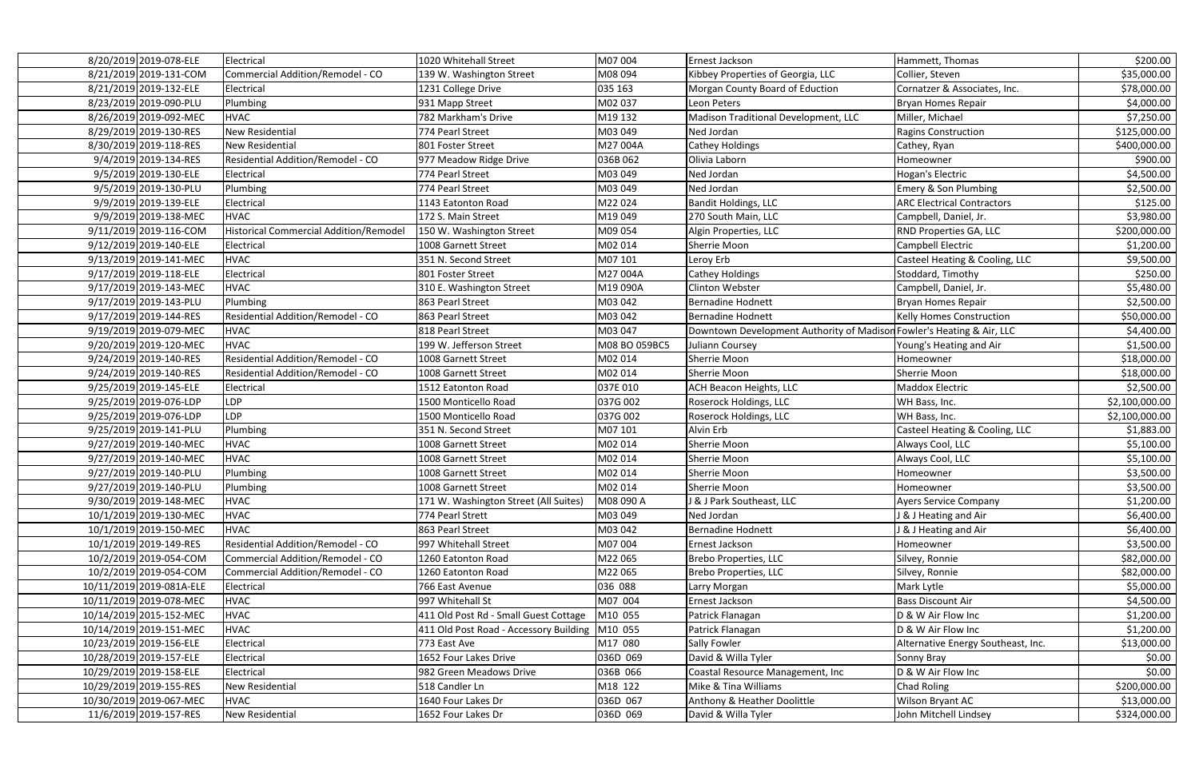| | | | | | | | |
|---|---|---|---|---|---|---|---|
| 8/20/2019 | 2019-078-ELE | Electrical | 1020 Whitehall Street | M07 004 | Ernest Jackson | Hammett, Thomas | $200.00 |
| 8/21/2019 | 2019-131-COM | Commercial Addition/Remodel - CO | 139 W. Washington Street | M08 094 | Kibbey Properties of Georgia, LLC | Collier, Steven | $35,000.00 |
| 8/21/2019 | 2019-132-ELE | Electrical | 1231 College Drive | 035 163 | Morgan County Board of Eduction | Cornatzer & Associates, Inc. | $78,000.00 |
| 8/23/2019 | 2019-090-PLU | Plumbing | 931 Mapp Street | M02 037 | Leon Peters | Bryan Homes Repair | $4,000.00 |
| 8/26/2019 | 2019-092-MEC | HVAC | 782 Markham's Drive | M19 132 | Madison Traditional Development, LLC | Miller, Michael | $7,250.00 |
| 8/29/2019 | 2019-130-RES | New Residential | 774 Pearl Street | M03 049 | Ned Jordan | Ragins Construction | $125,000.00 |
| 8/30/2019 | 2019-118-RES | New Residential | 801 Foster Street | M27 004A | Cathey Holdings | Cathey, Ryan | $400,000.00 |
| 9/4/2019 | 2019-134-RES | Residential Addition/Remodel - CO | 977 Meadow Ridge Drive | 036B 062 | Olivia Laborn | Homeowner | $900.00 |
| 9/5/2019 | 2019-130-ELE | Electrical | 774 Pearl Street | M03 049 | Ned Jordan | Hogan's Electric | $4,500.00 |
| 9/5/2019 | 2019-130-PLU | Plumbing | 774 Pearl Street | M03 049 | Ned Jordan | Emery & Son Plumbing | $2,500.00 |
| 9/9/2019 | 2019-139-ELE | Electrical | 1143 Eatonton Road | M22 024 | Bandit Holdings, LLC | ARC Electrical Contractors | $125.00 |
| 9/9/2019 | 2019-138-MEC | HVAC | 172 S. Main Street | M19 049 | 270 South Main, LLC | Campbell, Daniel, Jr. | $3,980.00 |
| 9/11/2019 | 2019-116-COM | Historical Commercial Addition/Remodel | 150 W. Washington Street | M09 054 | Algin Properties, LLC | RND Properties GA, LLC | $200,000.00 |
| 9/12/2019 | 2019-140-ELE | Electrical | 1008 Garnett Street | M02 014 | Sherrie Moon | Campbell Electric | $1,200.00 |
| 9/13/2019 | 2019-141-MEC | HVAC | 351 N. Second Street | M07 101 | Leroy Erb | Casteel Heating & Cooling, LLC | $9,500.00 |
| 9/17/2019 | 2019-118-ELE | Electrical | 801 Foster Street | M27 004A | Cathey Holdings | Stoddard, Timothy | $250.00 |
| 9/17/2019 | 2019-143-MEC | HVAC | 310 E. Washington Street | M19 090A | Clinton Webster | Campbell, Daniel, Jr. | $5,480.00 |
| 9/17/2019 | 2019-143-PLU | Plumbing | 863 Pearl Street | M03 042 | Bernadine Hodnett | Bryan Homes Repair | $2,500.00 |
| 9/17/2019 | 2019-144-RES | Residential Addition/Remodel - CO | 863 Pearl Street | M03 042 | Bernadine Hodnett | Kelly Homes Construction | $50,000.00 |
| 9/19/2019 | 2019-079-MEC | HVAC | 818 Pearl Street | M03 047 | Downtown Development Authority of Madison | Fowler's Heating & Air, LLC | $4,400.00 |
| 9/20/2019 | 2019-120-MEC | HVAC | 199 W. Jefferson Street | M08 BO 059BC5 | Juliann Coursey | Young's Heating and Air | $1,500.00 |
| 9/24/2019 | 2019-140-RES | Residential Addition/Remodel - CO | 1008 Garnett Street | M02 014 | Sherrie Moon | Homeowner | $18,000.00 |
| 9/24/2019 | 2019-140-RES | Residential Addition/Remodel - CO | 1008 Garnett Street | M02 014 | Sherrie Moon | Sherrie Moon | $18,000.00 |
| 9/25/2019 | 2019-145-ELE | Electrical | 1512 Eatonton Road | 037E 010 | ACH Beacon Heights, LLC | Maddox Electric | $2,500.00 |
| 9/25/2019 | 2019-076-LDP | LDP | 1500 Monticello Road | 037G 002 | Roserock Holdings, LLC | WH Bass, Inc. | $2,100,000.00 |
| 9/25/2019 | 2019-076-LDP | LDP | 1500 Monticello Road | 037G 002 | Roserock Holdings, LLC | WH Bass, Inc. | $2,100,000.00 |
| 9/25/2019 | 2019-141-PLU | Plumbing | 351 N. Second Street | M07 101 | Alvin Erb | Casteel Heating & Cooling, LLC | $1,883.00 |
| 9/27/2019 | 2019-140-MEC | HVAC | 1008 Garnett Street | M02 014 | Sherrie Moon | Always Cool, LLC | $5,100.00 |
| 9/27/2019 | 2019-140-MEC | HVAC | 1008 Garnett Street | M02 014 | Sherrie Moon | Always Cool, LLC | $5,100.00 |
| 9/27/2019 | 2019-140-PLU | Plumbing | 1008 Garnett Street | M02 014 | Sherrie Moon | Homeowner | $3,500.00 |
| 9/27/2019 | 2019-140-PLU | Plumbing | 1008 Garnett Street | M02 014 | Sherrie Moon | Homeowner | $3,500.00 |
| 9/30/2019 | 2019-148-MEC | HVAC | 171 W. Washington Street (All Suites) | M08 090 A | J & J Park Southeast, LLC | Ayers Service Company | $1,200.00 |
| 10/1/2019 | 2019-130-MEC | HVAC | 774 Pearl Strett | M03 049 | Ned Jordan | J & J Heating and Air | $6,400.00 |
| 10/1/2019 | 2019-150-MEC | HVAC | 863 Pearl Street | M03 042 | Bernadine Hodnett | J & J Heating and Air | $6,400.00 |
| 10/1/2019 | 2019-149-RES | Residential Addition/Remodel - CO | 997 Whitehall Street | M07 004 | Ernest Jackson | Homeowner | $3,500.00 |
| 10/2/2019 | 2019-054-COM | Commercial Addition/Remodel - CO | 1260 Eatonton Road | M22 065 | Brebo Properties, LLC | Silvey, Ronnie | $82,000.00 |
| 10/2/2019 | 2019-054-COM | Commercial Addition/Remodel - CO | 1260 Eatonton Road | M22 065 | Brebo Properties, LLC | Silvey, Ronnie | $82,000.00 |
| 10/11/2019 | 2019-081A-ELE | Electrical | 766 East Avenue | 036 088 | Larry Morgan | Mark Lytle | $5,000.00 |
| 10/11/2019 | 2019-078-MEC | HVAC | 997 Whitehall St | M07 004 | Ernest Jackson | Bass Discount Air | $4,500.00 |
| 10/14/2019 | 2015-152-MEC | HVAC | 411 Old Post Rd - Small Guest Cottage | M10 055 | Patrick Flanagan | D & W Air Flow Inc | $1,200.00 |
| 10/14/2019 | 2019-151-MEC | HVAC | 411 Old Post Road - Accessory Building | M10 055 | Patrick Flanagan | D & W Air Flow Inc | $1,200.00 |
| 10/23/2019 | 2019-156-ELE | Electrical | 773 East Ave | M17 080 | Sally Fowler | Alternative Energy Southeast, Inc. | $13,000.00 |
| 10/28/2019 | 2019-157-ELE | Electrical | 1652 Four Lakes Drive | 036D 069 | David & Willa Tyler | Sonny Bray | $0.00 |
| 10/29/2019 | 2019-158-ELE | Electrical | 982 Green Meadows Drive | 036B 066 | Coastal Resource Management, Inc | D & W Air Flow Inc | $0.00 |
| 10/29/2019 | 2019-155-RES | New Residential | 518 Candler Ln | M18 122 | Mike & Tina Williams | Chad Roling | $200,000.00 |
| 10/30/2019 | 2019-067-MEC | HVAC | 1640 Four Lakes Dr | 036D 067 | Anthony & Heather Doolittle | Wilson Bryant AC | $13,000.00 |
| 11/6/2019 | 2019-157-RES | New Residential | 1652 Four Lakes Dr | 036D 069 | David & Willa Tyler | John Mitchell Lindsey | $324,000.00 |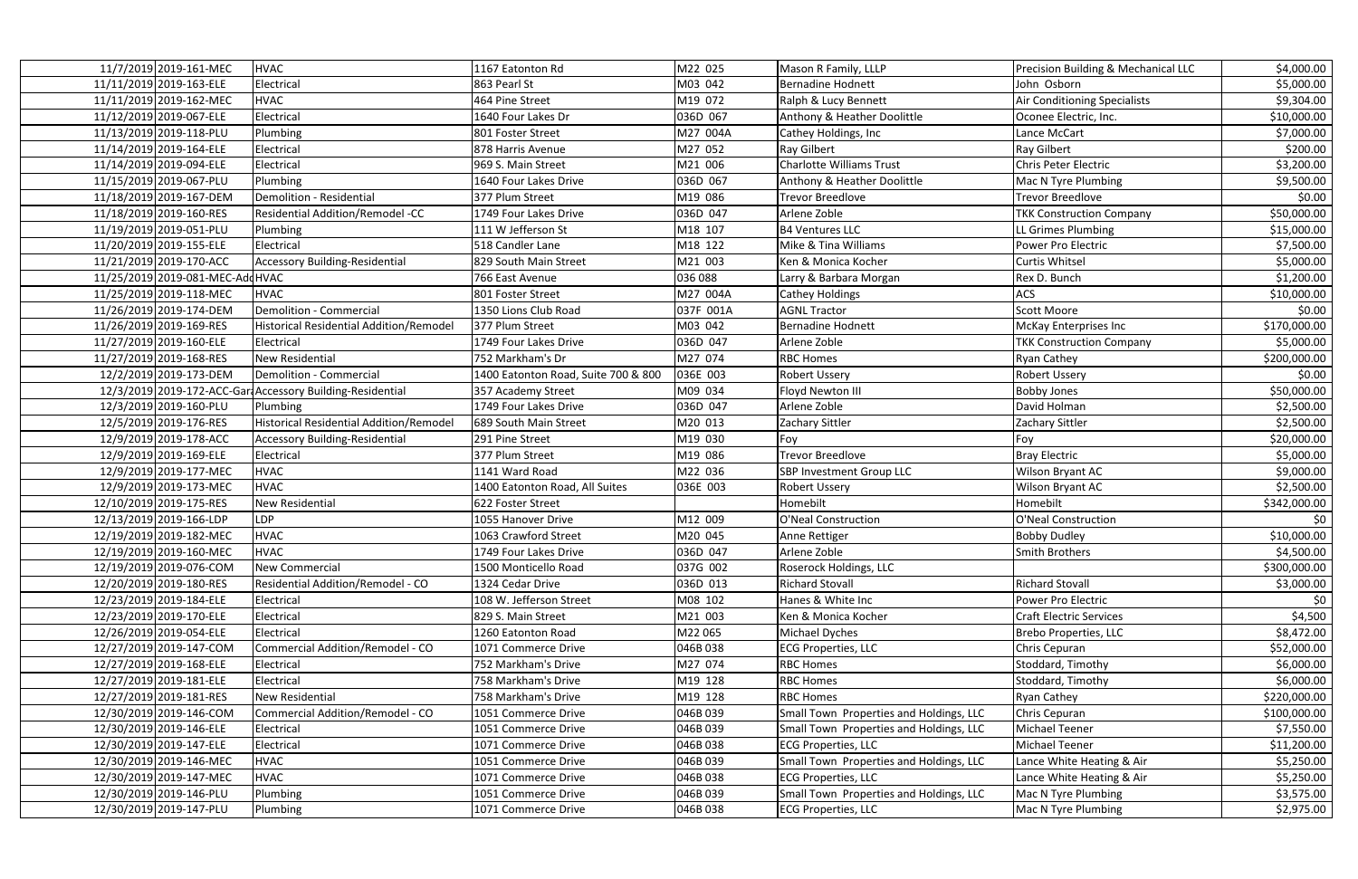| | | | | | | | |
|---|---|---|---|---|---|---|---|
| 11/7/2019 | 2019-161-MEC | HVAC | 1167 Eatonton Rd | M22 025 | Mason R Family, LLLP | Precision Building & Mechanical LLC | $4,000.00 |
| 11/11/2019 | 2019-163-ELE | Electrical | 863 Pearl St | M03 042 | Bernadine Hodnett | John Osborn | $5,000.00 |
| 11/11/2019 | 2019-162-MEC | HVAC | 464 Pine Street | M19 072 | Ralph & Lucy Bennett | Air Conditioning Specialists | $9,304.00 |
| 11/12/2019 | 2019-067-ELE | Electrical | 1640 Four Lakes Dr | 036D 067 | Anthony & Heather Doolittle | Oconee Electric, Inc. | $10,000.00 |
| 11/13/2019 | 2019-118-PLU | Plumbing | 801 Foster Street | M27 004A | Cathey Holdings, Inc | Lance McCart | $7,000.00 |
| 11/14/2019 | 2019-164-ELE | Electrical | 878 Harris Avenue | M27 052 | Ray Gilbert | Ray Gilbert | $200.00 |
| 11/14/2019 | 2019-094-ELE | Electrical | 969 S. Main Street | M21 006 | Charlotte Williams Trust | Chris Peter Electric | $3,200.00 |
| 11/15/2019 | 2019-067-PLU | Plumbing | 1640 Four Lakes Drive | 036D 067 | Anthony & Heather Doolittle | Mac N Tyre Plumbing | $9,500.00 |
| 11/18/2019 | 2019-167-DEM | Demolition - Residential | 377 Plum Street | M19 086 | Trevor Breedlove | Trevor Breedlove | $0.00 |
| 11/18/2019 | 2019-160-RES | Residential Addition/Remodel -CC | 1749 Four Lakes Drive | 036D 047 | Arlene Zoble | TKK Construction Company | $50,000.00 |
| 11/19/2019 | 2019-051-PLU | Plumbing | 111 W Jefferson St | M18 107 | B4 Ventures LLC | LL Grimes Plumbing | $15,000.00 |
| 11/20/2019 | 2019-155-ELE | Electrical | 518 Candler Lane | M18 122 | Mike & Tina Williams | Power Pro Electric | $7,500.00 |
| 11/21/2019 | 2019-170-ACC | Accessory Building-Residential | 829 South Main Street | M21 003 | Ken & Monica Kocher | Curtis Whitsel | $5,000.00 |
| 11/25/2019 | 2019-081-MEC-Add | HVAC | 766 East Avenue | 036 088 | Larry & Barbara Morgan | Rex D. Bunch | $1,200.00 |
| 11/25/2019 | 2019-118-MEC | HVAC | 801 Foster Street | M27 004A | Cathey Holdings | ACS | $10,000.00 |
| 11/26/2019 | 2019-174-DEM | Demolition - Commercial | 1350 Lions Club Road | 037F 001A | AGNL Tractor | Scott Moore | $0.00 |
| 11/26/2019 | 2019-169-RES | Historical Residential Addition/Remodel | 377 Plum Street | M03 042 | Bernadine Hodnett | McKay Enterprises Inc | $170,000.00 |
| 11/27/2019 | 2019-160-ELE | Electrical | 1749 Four Lakes Drive | 036D 047 | Arlene Zoble | TKK Construction Company | $5,000.00 |
| 11/27/2019 | 2019-168-RES | New Residential | 752 Markham's Dr | M27 074 | RBC Homes | Ryan Cathey | $200,000.00 |
| 12/2/2019 | 2019-173-DEM | Demolition - Commercial | 1400 Eatonton Road, Suite 700 & 800 | 036E 003 | Robert Ussery | Robert Ussery | $0.00 |
| 12/3/2019 | 2019-172-ACC-Gar | Accessory Building-Residential | 357 Academy Street | M09 034 | Floyd Newton III | Bobby Jones | $50,000.00 |
| 12/3/2019 | 2019-160-PLU | Plumbing | 1749 Four Lakes Drive | 036D 047 | Arlene Zoble | David Holman | $2,500.00 |
| 12/5/2019 | 2019-176-RES | Historical Residential Addition/Remodel | 689 South Main Street | M20 013 | Zachary Sittler | Zachary Sittler | $2,500.00 |
| 12/9/2019 | 2019-178-ACC | Accessory Building-Residential | 291 Pine Street | M19 030 | Foy | Foy | $20,000.00 |
| 12/9/2019 | 2019-169-ELE | Electrical | 377 Plum Street | M19 086 | Trevor Breedlove | Bray Electric | $5,000.00 |
| 12/9/2019 | 2019-177-MEC | HVAC | 1141 Ward Road | M22 036 | SBP Investment Group LLC | Wilson Bryant AC | $9,000.00 |
| 12/9/2019 | 2019-173-MEC | HVAC | 1400 Eatonton Road, All Suites | 036E 003 | Robert Ussery | Wilson Bryant AC | $2,500.00 |
| 12/10/2019 | 2019-175-RES | New Residential | 622 Foster Street | | Homebilt | Homebilt | $342,000.00 |
| 12/13/2019 | 2019-166-LDP | LDP | 1055 Hanover Drive | M12 009 | O'Neal Construction | O'Neal Construction | $0 |
| 12/19/2019 | 2019-182-MEC | HVAC | 1063 Crawford Street | M20 045 | Anne Rettiger | Bobby Dudley | $10,000.00 |
| 12/19/2019 | 2019-160-MEC | HVAC | 1749 Four Lakes Drive | 036D 047 | Arlene Zoble | Smith Brothers | $4,500.00 |
| 12/19/2019 | 2019-076-COM | New Commercial | 1500 Monticello Road | 037G 002 | Roserock Holdings, LLC | | $300,000.00 |
| 12/20/2019 | 2019-180-RES | Residential Addition/Remodel - CO | 1324 Cedar Drive | 036D 013 | Richard Stovall | Richard Stovall | $3,000.00 |
| 12/23/2019 | 2019-184-ELE | Electrical | 108 W. Jefferson Street | M08 102 | Hanes & White Inc | Power Pro Electric | $0 |
| 12/23/2019 | 2019-170-ELE | Electrical | 829 S. Main Street | M21 003 | Ken & Monica Kocher | Craft Electric Services | $4,500 |
| 12/26/2019 | 2019-054-ELE | Electrical | 1260 Eatonton Road | M22 065 | Michael Dyches | Brebo Properties, LLC | $8,472.00 |
| 12/27/2019 | 2019-147-COM | Commercial Addition/Remodel - CO | 1071 Commerce Drive | 046B 038 | ECG Properties, LLC | Chris Cepuran | $52,000.00 |
| 12/27/2019 | 2019-168-ELE | Electrical | 752 Markham's Drive | M27 074 | RBC Homes | Stoddard, Timothy | $6,000.00 |
| 12/27/2019 | 2019-181-ELE | Electrical | 758 Markham's Drive | M19 128 | RBC Homes | Stoddard, Timothy | $6,000.00 |
| 12/27/2019 | 2019-181-RES | New Residential | 758 Markham's Drive | M19 128 | RBC Homes | Ryan Cathey | $220,000.00 |
| 12/30/2019 | 2019-146-COM | Commercial Addition/Remodel - CO | 1051 Commerce Drive | 046B 039 | Small Town Properties and Holdings, LLC | Chris Cepuran | $100,000.00 |
| 12/30/2019 | 2019-146-ELE | Electrical | 1051 Commerce Drive | 046B 039 | Small Town Properties and Holdings, LLC | Michael Teener | $7,550.00 |
| 12/30/2019 | 2019-147-ELE | Electrical | 1071 Commerce Drive | 046B 038 | ECG Properties, LLC | Michael Teener | $11,200.00 |
| 12/30/2019 | 2019-146-MEC | HVAC | 1051 Commerce Drive | 046B 039 | Small Town Properties and Holdings, LLC | Lance White Heating & Air | $5,250.00 |
| 12/30/2019 | 2019-147-MEC | HVAC | 1071 Commerce Drive | 046B 038 | ECG Properties, LLC | Lance White Heating & Air | $5,250.00 |
| 12/30/2019 | 2019-146-PLU | Plumbing | 1051 Commerce Drive | 046B 039 | Small Town Properties and Holdings, LLC | Mac N Tyre Plumbing | $3,575.00 |
| 12/30/2019 | 2019-147-PLU | Plumbing | 1071 Commerce Drive | 046B 038 | ECG Properties, LLC | Mac N Tyre Plumbing | $2,975.00 |